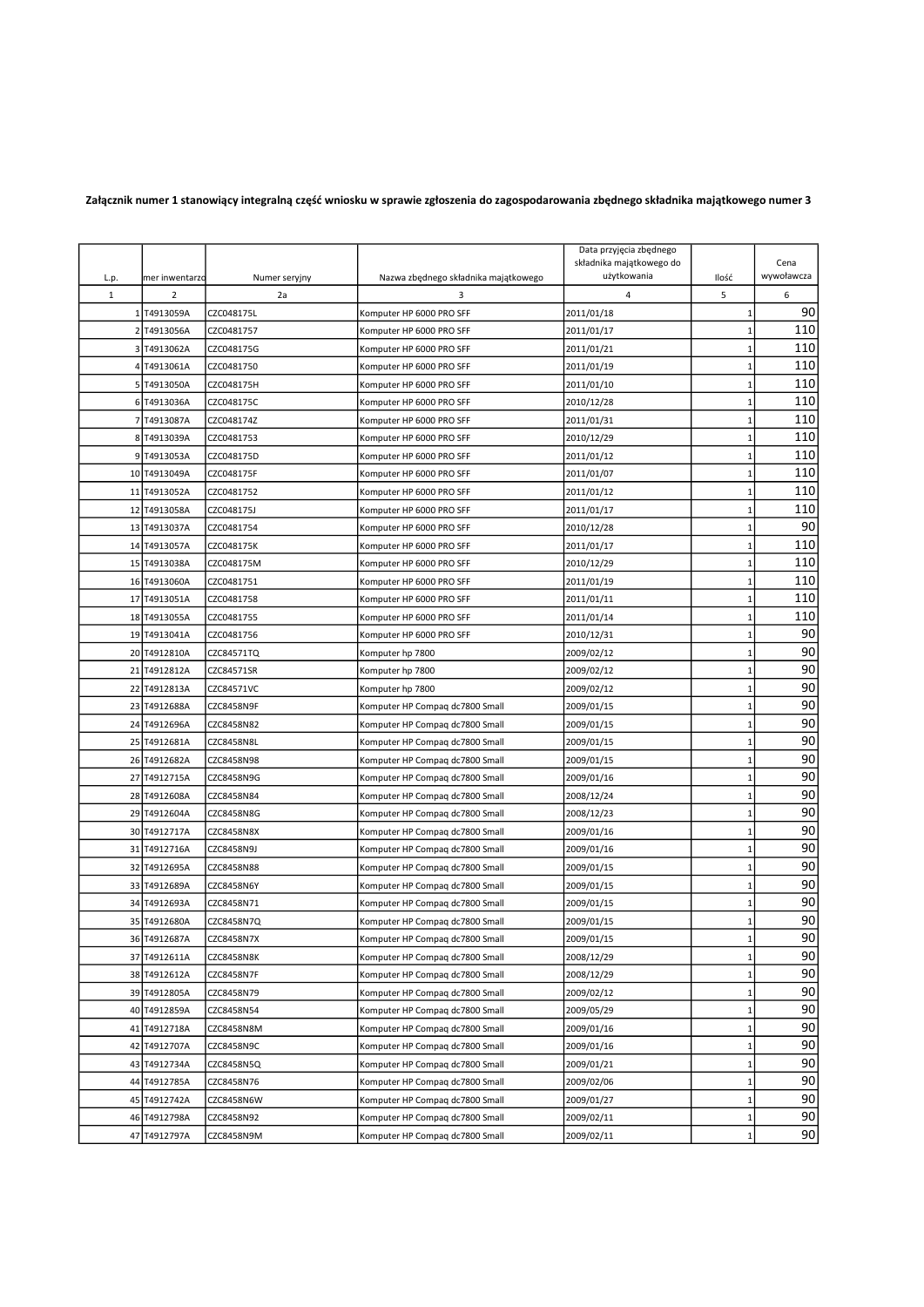**Załącznik numer 1 stanowiący integralną część wniosku w sprawie zgłoszenia do zagospodarowania zbędnego składnika majątkowego numer 3**

| L.p. | mer inwentarzo | Numer seryjny | Nazwa zbędnego składnika majątkowego | Data przyjęcia zbędnego składnika majątkowego do użytkowania | Ilość | Cena wywoławcza |
|---|---|---|---|---|---|---|
| 1 | 2 | 2a | 3 | 4 | 5 | 6 |
| 1 | T4913059A | CZC048175L | Komputer HP 6000 PRO SFF | 2011/01/18 | 1 | 90 |
| 2 | T4913056A | CZC0481757 | Komputer HP 6000 PRO SFF | 2011/01/17 | 1 | 110 |
| 3 | T4913062A | CZC048175G | Komputer HP 6000 PRO SFF | 2011/01/21 | 1 | 110 |
| 4 | T4913061A | CZC0481750 | Komputer HP 6000 PRO SFF | 2011/01/19 | 1 | 110 |
| 5 | T4913050A | CZC048175H | Komputer HP 6000 PRO SFF | 2011/01/10 | 1 | 110 |
| 6 | T4913036A | CZC048175C | Komputer HP 6000 PRO SFF | 2010/12/28 | 1 | 110 |
| 7 | T4913087A | CZC048174Z | Komputer HP 6000 PRO SFF | 2011/01/31 | 1 | 110 |
| 8 | T4913039A | CZC0481753 | Komputer HP 6000 PRO SFF | 2010/12/29 | 1 | 110 |
| 9 | T4913053A | CZC048175D | Komputer HP 6000 PRO SFF | 2011/01/12 | 1 | 110 |
| 10 | T4913049A | CZC048175F | Komputer HP 6000 PRO SFF | 2011/01/07 | 1 | 110 |
| 11 | T4913052A | CZC0481752 | Komputer HP 6000 PRO SFF | 2011/01/12 | 1 | 110 |
| 12 | T4913058A | CZC048175J | Komputer HP 6000 PRO SFF | 2011/01/17 | 1 | 110 |
| 13 | T4913037A | CZC0481754 | Komputer HP 6000 PRO SFF | 2010/12/28 | 1 | 90 |
| 14 | T4913057A | CZC048175K | Komputer HP 6000 PRO SFF | 2011/01/17 | 1 | 110 |
| 15 | T4913038A | CZC048175M | Komputer HP 6000 PRO SFF | 2010/12/29 | 1 | 110 |
| 16 | T4913060A | CZC0481751 | Komputer HP 6000 PRO SFF | 2011/01/19 | 1 | 110 |
| 17 | T4913051A | CZC0481758 | Komputer HP 6000 PRO SFF | 2011/01/11 | 1 | 110 |
| 18 | T4913055A | CZC0481755 | Komputer HP 6000 PRO SFF | 2011/01/14 | 1 | 110 |
| 19 | T4913041A | CZC0481756 | Komputer HP 6000 PRO SFF | 2010/12/31 | 1 | 90 |
| 20 | T4912810A | CZC84571TQ | Komputer hp 7800 | 2009/02/12 | 1 | 90 |
| 21 | T4912812A | CZC84571SR | Komputer hp 7800 | 2009/02/12 | 1 | 90 |
| 22 | T4912813A | CZC84571VC | Komputer hp 7800 | 2009/02/12 | 1 | 90 |
| 23 | T4912688A | CZC8458N9F | Komputer HP Compaq dc7800 Small | 2009/01/15 | 1 | 90 |
| 24 | T4912696A | CZC8458N82 | Komputer HP Compaq dc7800 Small | 2009/01/15 | 1 | 90 |
| 25 | T4912681A | CZC8458N8L | Komputer HP Compaq dc7800 Small | 2009/01/15 | 1 | 90 |
| 26 | T4912682A | CZC8458N98 | Komputer HP Compaq dc7800 Small | 2009/01/15 | 1 | 90 |
| 27 | T4912715A | CZC8458N9G | Komputer HP Compaq dc7800 Small | 2009/01/16 | 1 | 90 |
| 28 | T4912608A | CZC8458N84 | Komputer HP Compaq dc7800 Small | 2008/12/24 | 1 | 90 |
| 29 | T4912604A | CZC8458N8G | Komputer HP Compaq dc7800 Small | 2008/12/23 | 1 | 90 |
| 30 | T4912717A | CZC8458N8X | Komputer HP Compaq dc7800 Small | 2009/01/16 | 1 | 90 |
| 31 | T4912716A | CZC8458N9J | Komputer HP Compaq dc7800 Small | 2009/01/16 | 1 | 90 |
| 32 | T4912695A | CZC8458N88 | Komputer HP Compaq dc7800 Small | 2009/01/15 | 1 | 90 |
| 33 | T4912689A | CZC8458N6Y | Komputer HP Compaq dc7800 Small | 2009/01/15 | 1 | 90 |
| 34 | T4912693A | CZC8458N71 | Komputer HP Compaq dc7800 Small | 2009/01/15 | 1 | 90 |
| 35 | T4912680A | CZC8458N7Q | Komputer HP Compaq dc7800 Small | 2009/01/15 | 1 | 90 |
| 36 | T4912687A | CZC8458N7X | Komputer HP Compaq dc7800 Small | 2009/01/15 | 1 | 90 |
| 37 | T4912611A | CZC8458N8K | Komputer HP Compaq dc7800 Small | 2008/12/29 | 1 | 90 |
| 38 | T4912612A | CZC8458N7F | Komputer HP Compaq dc7800 Small | 2008/12/29 | 1 | 90 |
| 39 | T4912805A | CZC8458N79 | Komputer HP Compaq dc7800 Small | 2009/02/12 | 1 | 90 |
| 40 | T4912859A | CZC8458N54 | Komputer HP Compaq dc7800 Small | 2009/05/29 | 1 | 90 |
| 41 | T4912718A | CZC8458N8M | Komputer HP Compaq dc7800 Small | 2009/01/16 | 1 | 90 |
| 42 | T4912707A | CZC8458N9C | Komputer HP Compaq dc7800 Small | 2009/01/16 | 1 | 90 |
| 43 | T4912734A | CZC8458N5Q | Komputer HP Compaq dc7800 Small | 2009/01/21 | 1 | 90 |
| 44 | T4912785A | CZC8458N76 | Komputer HP Compaq dc7800 Small | 2009/02/06 | 1 | 90 |
| 45 | T4912742A | CZC8458N6W | Komputer HP Compaq dc7800 Small | 2009/01/27 | 1 | 90 |
| 46 | T4912798A | CZC8458N92 | Komputer HP Compaq dc7800 Small | 2009/02/11 | 1 | 90 |
| 47 | T4912797A | CZC8458N9M | Komputer HP Compaq dc7800 Small | 2009/02/11 | 1 | 90 |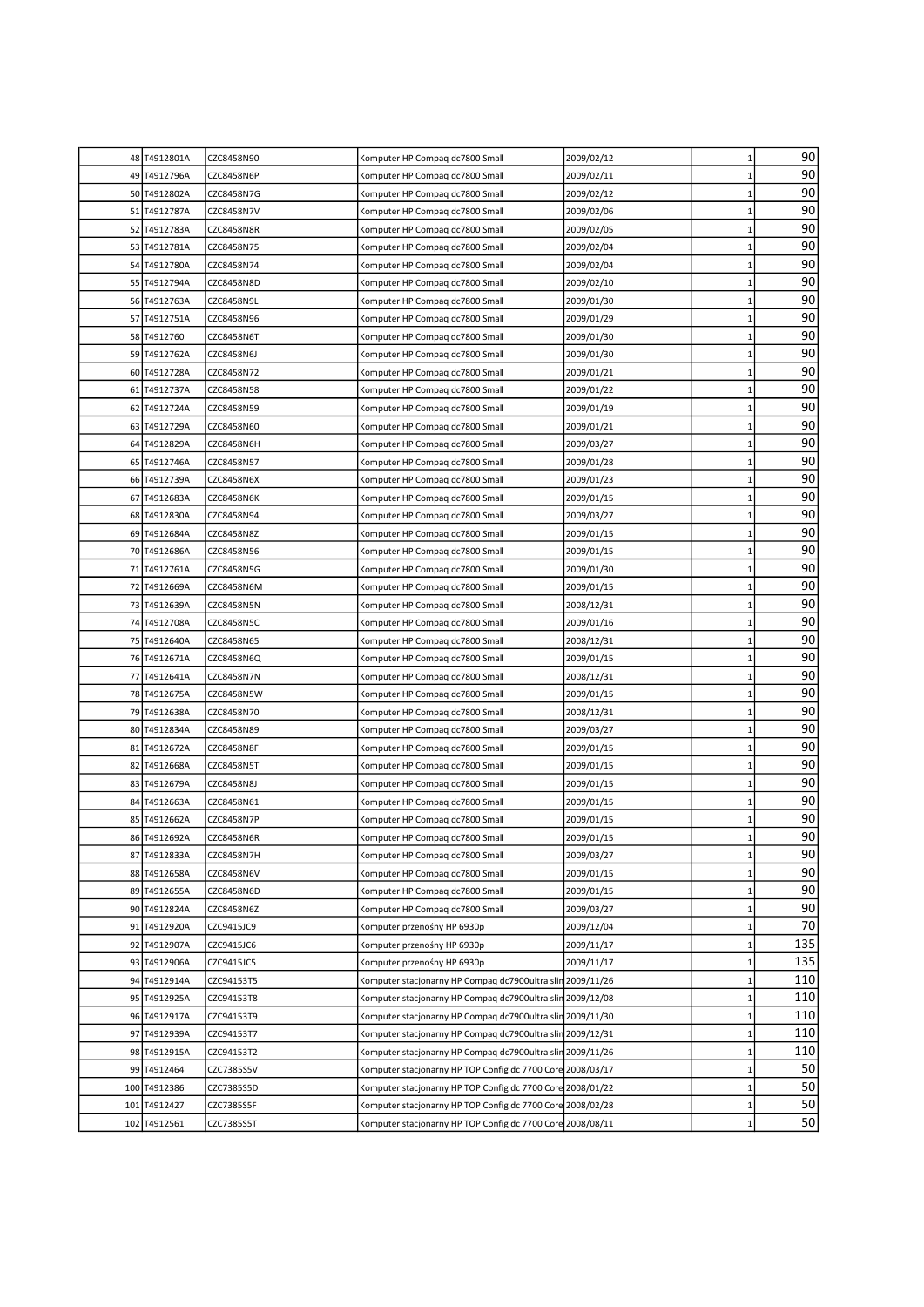| | | | | | | |
|---|---|---|---|---|---|---|
| 48 | T4912801A | CZC8458N90 | Komputer HP Compaq dc7800 Small | 2009/02/12 | 1 | 90 |
| 49 | T4912796A | CZC8458N6P | Komputer HP Compaq dc7800 Small | 2009/02/11 | 1 | 90 |
| 50 | T4912802A | CZC8458N7G | Komputer HP Compaq dc7800 Small | 2009/02/12 | 1 | 90 |
| 51 | T4912787A | CZC8458N7V | Komputer HP Compaq dc7800 Small | 2009/02/06 | 1 | 90 |
| 52 | T4912783A | CZC8458N8R | Komputer HP Compaq dc7800 Small | 2009/02/05 | 1 | 90 |
| 53 | T4912781A | CZC8458N75 | Komputer HP Compaq dc7800 Small | 2009/02/04 | 1 | 90 |
| 54 | T4912780A | CZC8458N74 | Komputer HP Compaq dc7800 Small | 2009/02/04 | 1 | 90 |
| 55 | T4912794A | CZC8458N8D | Komputer HP Compaq dc7800 Small | 2009/02/10 | 1 | 90 |
| 56 | T4912763A | CZC8458N9L | Komputer HP Compaq dc7800 Small | 2009/01/30 | 1 | 90 |
| 57 | T4912751A | CZC8458N96 | Komputer HP Compaq dc7800 Small | 2009/01/29 | 1 | 90 |
| 58 | T4912760 | CZC8458N6T | Komputer HP Compaq dc7800 Small | 2009/01/30 | 1 | 90 |
| 59 | T4912762A | CZC8458N6J | Komputer HP Compaq dc7800 Small | 2009/01/30 | 1 | 90 |
| 60 | T4912728A | CZC8458N72 | Komputer HP Compaq dc7800 Small | 2009/01/21 | 1 | 90 |
| 61 | T4912737A | CZC8458N58 | Komputer HP Compaq dc7800 Small | 2009/01/22 | 1 | 90 |
| 62 | T4912724A | CZC8458N59 | Komputer HP Compaq dc7800 Small | 2009/01/19 | 1 | 90 |
| 63 | T4912729A | CZC8458N60 | Komputer HP Compaq dc7800 Small | 2009/01/21 | 1 | 90 |
| 64 | T4912829A | CZC8458N6H | Komputer HP Compaq dc7800 Small | 2009/03/27 | 1 | 90 |
| 65 | T4912746A | CZC8458N57 | Komputer HP Compaq dc7800 Small | 2009/01/28 | 1 | 90 |
| 66 | T4912739A | CZC8458N6X | Komputer HP Compaq dc7800 Small | 2009/01/23 | 1 | 90 |
| 67 | T4912683A | CZC8458N6K | Komputer HP Compaq dc7800 Small | 2009/01/15 | 1 | 90 |
| 68 | T4912830A | CZC8458N94 | Komputer HP Compaq dc7800 Small | 2009/03/27 | 1 | 90 |
| 69 | T4912684A | CZC8458N8Z | Komputer HP Compaq dc7800 Small | 2009/01/15 | 1 | 90 |
| 70 | T4912686A | CZC8458N56 | Komputer HP Compaq dc7800 Small | 2009/01/15 | 1 | 90 |
| 71 | T4912761A | CZC8458N5G | Komputer HP Compaq dc7800 Small | 2009/01/30 | 1 | 90 |
| 72 | T4912669A | CZC8458N6M | Komputer HP Compaq dc7800 Small | 2009/01/15 | 1 | 90 |
| 73 | T4912639A | CZC8458N5N | Komputer HP Compaq dc7800 Small | 2008/12/31 | 1 | 90 |
| 74 | T4912708A | CZC8458N5C | Komputer HP Compaq dc7800 Small | 2009/01/16 | 1 | 90 |
| 75 | T4912640A | CZC8458N65 | Komputer HP Compaq dc7800 Small | 2008/12/31 | 1 | 90 |
| 76 | T4912671A | CZC8458N6Q | Komputer HP Compaq dc7800 Small | 2009/01/15 | 1 | 90 |
| 77 | T4912641A | CZC8458N7N | Komputer HP Compaq dc7800 Small | 2008/12/31 | 1 | 90 |
| 78 | T4912675A | CZC8458N5W | Komputer HP Compaq dc7800 Small | 2009/01/15 | 1 | 90 |
| 79 | T4912638A | CZC8458N70 | Komputer HP Compaq dc7800 Small | 2008/12/31 | 1 | 90 |
| 80 | T4912834A | CZC8458N89 | Komputer HP Compaq dc7800 Small | 2009/03/27 | 1 | 90 |
| 81 | T4912672A | CZC8458N8F | Komputer HP Compaq dc7800 Small | 2009/01/15 | 1 | 90 |
| 82 | T4912668A | CZC8458N5T | Komputer HP Compaq dc7800 Small | 2009/01/15 | 1 | 90 |
| 83 | T4912679A | CZC8458N8J | Komputer HP Compaq dc7800 Small | 2009/01/15 | 1 | 90 |
| 84 | T4912663A | CZC8458N61 | Komputer HP Compaq dc7800 Small | 2009/01/15 | 1 | 90 |
| 85 | T4912662A | CZC8458N7P | Komputer HP Compaq dc7800 Small | 2009/01/15 | 1 | 90 |
| 86 | T4912692A | CZC8458N6R | Komputer HP Compaq dc7800 Small | 2009/01/15 | 1 | 90 |
| 87 | T4912833A | CZC8458N7H | Komputer HP Compaq dc7800 Small | 2009/03/27 | 1 | 90 |
| 88 | T4912658A | CZC8458N6V | Komputer HP Compaq dc7800 Small | 2009/01/15 | 1 | 90 |
| 89 | T4912655A | CZC8458N6D | Komputer HP Compaq dc7800 Small | 2009/01/15 | 1 | 90 |
| 90 | T4912824A | CZC8458N6Z | Komputer HP Compaq dc7800 Small | 2009/03/27 | 1 | 90 |
| 91 | T4912920A | CZC9415JC9 | Komputer przenośny HP 6930p | 2009/12/04 | 1 | 70 |
| 92 | T4912907A | CZC9415JC6 | Komputer przenośny HP 6930p | 2009/11/17 | 1 | 135 |
| 93 | T4912906A | CZC9415JC5 | Komputer przenośny HP 6930p | 2009/11/17 | 1 | 135 |
| 94 | T4912914A | CZC94153T5 | Komputer stacjonarny HP Compaq dc7900ultra slim | 2009/11/26 | 1 | 110 |
| 95 | T4912925A | CZC94153T8 | Komputer stacjonarny HP Compaq dc7900ultra slim | 2009/12/08 | 1 | 110 |
| 96 | T4912917A | CZC94153T9 | Komputer stacjonarny HP Compaq dc7900ultra slim | 2009/11/30 | 1 | 110 |
| 97 | T4912939A | CZC94153T7 | Komputer stacjonarny HP Compaq dc7900ultra slim | 2009/12/31 | 1 | 110 |
| 98 | T4912915A | CZC94153T2 | Komputer stacjonarny HP Compaq dc7900ultra slim | 2009/11/26 | 1 | 110 |
| 99 | T4912464 | CZC7385S5V | Komputer stacjonarny HP TOP Config dc 7700 Core | 2008/03/17 | 1 | 50 |
| 100 | T4912386 | CZC7385S5D | Komputer stacjonarny HP TOP Config dc 7700 Core | 2008/01/22 | 1 | 50 |
| 101 | T4912427 | CZC7385S5F | Komputer stacjonarny HP TOP Config dc 7700 Core | 2008/02/28 | 1 | 50 |
| 102 | T4912561 | CZC7385S5T | Komputer stacjonarny HP TOP Config dc 7700 Core | 2008/08/11 | 1 | 50 |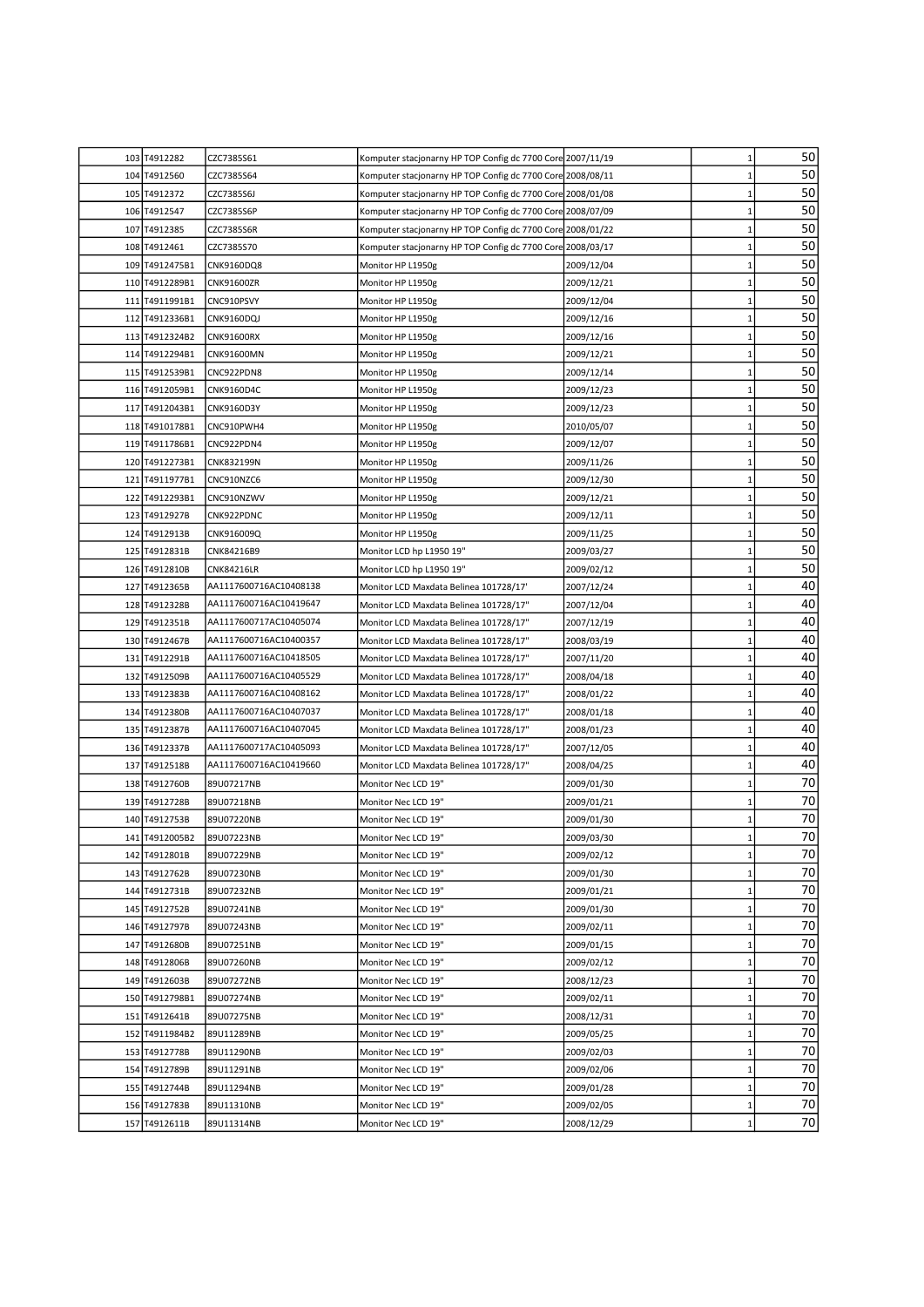| | | | | | | |
|---|---|---|---|---|---|---|
| 103 | T4912282 | CZC7385S61 | Komputer stacjonarny HP TOP Config dc 7700 Core | 2007/11/19 | 1 | 50 |
| 104 | T4912560 | CZC7385S64 | Komputer stacjonarny HP TOP Config dc 7700 Core | 2008/08/11 | 1 | 50 |
| 105 | T4912372 | CZC7385S6J | Komputer stacjonarny HP TOP Config dc 7700 Core | 2008/01/08 | 1 | 50 |
| 106 | T4912547 | CZC7385S6P | Komputer stacjonarny HP TOP Config dc 7700 Core | 2008/07/09 | 1 | 50 |
| 107 | T4912385 | CZC7385S6R | Komputer stacjonarny HP TOP Config dc 7700 Core | 2008/01/22 | 1 | 50 |
| 108 | T4912461 | CZC7385S70 | Komputer stacjonarny HP TOP Config dc 7700 Core | 2008/03/17 | 1 | 50 |
| 109 | T4912475B1 | CNK9160DQ8 | Monitor HP L1950g | 2009/12/04 | 1 | 50 |
| 110 | T4912289B1 | CNK91600ZR | Monitor HP L1950g | 2009/12/21 | 1 | 50 |
| 111 | T4911991B1 | CNC910PSVY | Monitor HP L1950g | 2009/12/04 | 1 | 50 |
| 112 | T4912336B1 | CNK9160DQJ | Monitor HP L1950g | 2009/12/16 | 1 | 50 |
| 113 | T4912324B2 | CNK91600RX | Monitor HP L1950g | 2009/12/16 | 1 | 50 |
| 114 | T4912294B1 | CNK91600MN | Monitor HP L1950g | 2009/12/21 | 1 | 50 |
| 115 | T4912539B1 | CNC922PDN8 | Monitor HP L1950g | 2009/12/14 | 1 | 50 |
| 116 | T4912059B1 | CNK9160D4C | Monitor HP L1950g | 2009/12/23 | 1 | 50 |
| 117 | T4912043B1 | CNK9160D3Y | Monitor HP L1950g | 2009/12/23 | 1 | 50 |
| 118 | T4910178B1 | CNC910PWH4 | Monitor HP L1950g | 2010/05/07 | 1 | 50 |
| 119 | T4911786B1 | CNC922PDN4 | Monitor HP L1950g | 2009/12/07 | 1 | 50 |
| 120 | T4912273B1 | CNK832199N | Monitor HP L1950g | 2009/11/26 | 1 | 50 |
| 121 | T4911977B1 | CNC910NZC6 | Monitor HP L1950g | 2009/12/30 | 1 | 50 |
| 122 | T4912293B1 | CNC910NZWV | Monitor HP L1950g | 2009/12/21 | 1 | 50 |
| 123 | T4912927B | CNK922PDNC | Monitor HP L1950g | 2009/12/11 | 1 | 50 |
| 124 | T4912913B | CNK916009Q | Monitor HP L1950g | 2009/11/25 | 1 | 50 |
| 125 | T4912831B | CNK84216B9 | Monitor LCD hp L1950 19" | 2009/03/27 | 1 | 50 |
| 126 | T4912810B | CNK84216LR | Monitor LCD hp L1950 19" | 2009/02/12 | 1 | 50 |
| 127 | T4912365B | AA1117600716AC10408138 | Monitor LCD Maxdata Belinea 101728/17' | 2007/12/24 | 1 | 40 |
| 128 | T4912328B | AA1117600716AC10419647 | Monitor LCD Maxdata Belinea 101728/17" | 2007/12/04 | 1 | 40 |
| 129 | T4912351B | AA1117600717AC10405074 | Monitor LCD Maxdata Belinea 101728/17" | 2007/12/19 | 1 | 40 |
| 130 | T4912467B | AA1117600716AC10400357 | Monitor LCD Maxdata Belinea 101728/17" | 2008/03/19 | 1 | 40 |
| 131 | T4912291B | AA1117600716AC10418505 | Monitor LCD Maxdata Belinea 101728/17" | 2007/11/20 | 1 | 40 |
| 132 | T4912509B | AA1117600716AC10405529 | Monitor LCD Maxdata Belinea 101728/17" | 2008/04/18 | 1 | 40 |
| 133 | T4912383B | AA1117600716AC10408162 | Monitor LCD Maxdata Belinea 101728/17" | 2008/01/22 | 1 | 40 |
| 134 | T4912380B | AA1117600716AC10407037 | Monitor LCD Maxdata Belinea 101728/17" | 2008/01/18 | 1 | 40 |
| 135 | T4912387B | AA1117600716AC10407045 | Monitor LCD Maxdata Belinea 101728/17" | 2008/01/23 | 1 | 40 |
| 136 | T4912337B | AA1117600717AC10405093 | Monitor LCD Maxdata Belinea 101728/17" | 2007/12/05 | 1 | 40 |
| 137 | T4912518B | AA1117600716AC10419660 | Monitor LCD Maxdata Belinea 101728/17" | 2008/04/25 | 1 | 40 |
| 138 | T4912760B | 89U07217NB | Monitor Nec LCD 19" | 2009/01/30 | 1 | 70 |
| 139 | T4912728B | 89U07218NB | Monitor Nec LCD 19" | 2009/01/21 | 1 | 70 |
| 140 | T4912753B | 89U07220NB | Monitor Nec LCD 19" | 2009/01/30 | 1 | 70 |
| 141 | T4912005B2 | 89U07223NB | Monitor Nec LCD 19" | 2009/03/30 | 1 | 70 |
| 142 | T4912801B | 89U07229NB | Monitor Nec LCD 19" | 2009/02/12 | 1 | 70 |
| 143 | T4912762B | 89U07230NB | Monitor Nec LCD 19" | 2009/01/30 | 1 | 70 |
| 144 | T4912731B | 89U07232NB | Monitor Nec LCD 19" | 2009/01/21 | 1 | 70 |
| 145 | T4912752B | 89U07241NB | Monitor Nec LCD 19" | 2009/01/30 | 1 | 70 |
| 146 | T4912797B | 89U07243NB | Monitor Nec LCD 19" | 2009/02/11 | 1 | 70 |
| 147 | T4912680B | 89U07251NB | Monitor Nec LCD 19" | 2009/01/15 | 1 | 70 |
| 148 | T4912806B | 89U07260NB | Monitor Nec LCD 19" | 2009/02/12 | 1 | 70 |
| 149 | T4912603B | 89U07272NB | Monitor Nec LCD 19" | 2008/12/23 | 1 | 70 |
| 150 | T4912798B1 | 89U07274NB | Monitor Nec LCD 19" | 2009/02/11 | 1 | 70 |
| 151 | T4912641B | 89U07275NB | Monitor Nec LCD 19" | 2008/12/31 | 1 | 70 |
| 152 | T4911984B2 | 89U11289NB | Monitor Nec LCD 19" | 2009/05/25 | 1 | 70 |
| 153 | T4912778B | 89U11290NB | Monitor Nec LCD 19" | 2009/02/03 | 1 | 70 |
| 154 | T4912789B | 89U11291NB | Monitor Nec LCD 19" | 2009/02/06 | 1 | 70 |
| 155 | T4912744B | 89U11294NB | Monitor Nec LCD 19" | 2009/01/28 | 1 | 70 |
| 156 | T4912783B | 89U11310NB | Monitor Nec LCD 19" | 2009/02/05 | 1 | 70 |
| 157 | T4912611B | 89U11314NB | Monitor Nec LCD 19" | 2008/12/29 | 1 | 70 |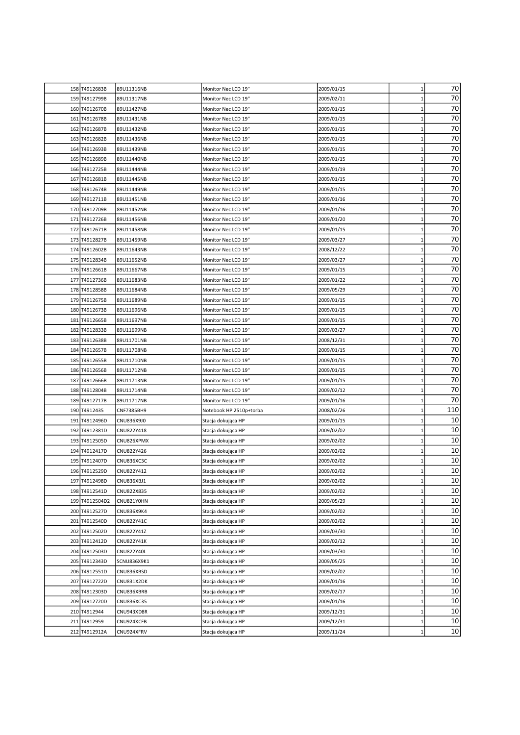| | | | | | | |
|---|---|---|---|---|---|---|
| 158 | T4912683B | 89U11316NB | Monitor Nec LCD 19" | 2009/01/15 | 1 | 70 |
| 159 | T4912799B | 89U11317NB | Monitor Nec LCD 19" | 2009/02/11 | 1 | 70 |
| 160 | T4912670B | 89U11427NB | Monitor Nec LCD 19" | 2009/01/15 | 1 | 70 |
| 161 | T4912678B | 89U11431NB | Monitor Nec LCD 19" | 2009/01/15 | 1 | 70 |
| 162 | T4912687B | 89U11432NB | Monitor Nec LCD 19" | 2009/01/15 | 1 | 70 |
| 163 | T4912682B | 89U11436NB | Monitor Nec LCD 19" | 2009/01/15 | 1 | 70 |
| 164 | T4912693B | 89U11439NB | Monitor Nec LCD 19" | 2009/01/15 | 1 | 70 |
| 165 | T4912689B | 89U11440NB | Monitor Nec LCD 19" | 2009/01/15 | 1 | 70 |
| 166 | T4912725B | 89U11444NB | Monitor Nec LCD 19" | 2009/01/19 | 1 | 70 |
| 167 | T4912681B | 89U11445NB | Monitor Nec LCD 19" | 2009/01/15 | 1 | 70 |
| 168 | T4912674B | 89U11449NB | Monitor Nec LCD 19" | 2009/01/15 | 1 | 70 |
| 169 | T4912711B | 89U11451NB | Monitor Nec LCD 19" | 2009/01/16 | 1 | 70 |
| 170 | T4912709B | 89U11452NB | Monitor Nec LCD 19" | 2009/01/16 | 1 | 70 |
| 171 | T4912726B | 89U11456NB | Monitor Nec LCD 19" | 2009/01/20 | 1 | 70 |
| 172 | T4912671B | 89U11458NB | Monitor Nec LCD 19" | 2009/01/15 | 1 | 70 |
| 173 | T4912827B | 89U11459NB | Monitor Nec LCD 19" | 2009/03/27 | 1 | 70 |
| 174 | T4912602B | 89U11643NB | Monitor Nec LCD 19" | 2008/12/22 | 1 | 70 |
| 175 | T4912834B | 89U11652NB | Monitor Nec LCD 19" | 2009/03/27 | 1 | 70 |
| 176 | T4912661B | 89U11667NB | Monitor Nec LCD 19" | 2009/01/15 | 1 | 70 |
| 177 | T4912736B | 89U11683NB | Monitor Nec LCD 19" | 2009/01/22 | 1 | 70 |
| 178 | T4912858B | 89U11684NB | Monitor Nec LCD 19" | 2009/05/29 | 1 | 70 |
| 179 | T4912675B | 89U11689NB | Monitor Nec LCD 19" | 2009/01/15 | 1 | 70 |
| 180 | T4912673B | 89U11696NB | Monitor Nec LCD 19" | 2009/01/15 | 1 | 70 |
| 181 | T4912665B | 89U11697NB | Monitor Nec LCD 19" | 2009/01/15 | 1 | 70 |
| 182 | T4912833B | 89U11699NB | Monitor Nec LCD 19" | 2009/03/27 | 1 | 70 |
| 183 | T4912638B | 89U11701NB | Monitor Nec LCD 19" | 2008/12/31 | 1 | 70 |
| 184 | T4912657B | 89U11708NB | Monitor Nec LCD 19" | 2009/01/15 | 1 | 70 |
| 185 | T4912655B | 89U11710NB | Monitor Nec LCD 19" | 2009/01/15 | 1 | 70 |
| 186 | T4912656B | 89U11712NB | Monitor Nec LCD 19" | 2009/01/15 | 1 | 70 |
| 187 | T4912666B | 89U11713NB | Monitor Nec LCD 19" | 2009/01/15 | 1 | 70 |
| 188 | T4912804B | 89U11714NB | Monitor Nec LCD 19" | 2009/02/12 | 1 | 70 |
| 189 | T4912717B | 89U11717NB | Monitor Nec LCD 19" | 2009/01/16 | 1 | 70 |
| 190 | T4912435 | CNF7385BH9 | Notebook HP 2510p+torba | 2008/02/26 | 1 | 110 |
| 191 | T4912496D | CNU836X9J0 | Stacja dokująca HP | 2009/01/15 | 1 | 10 |
| 192 | T4912381D | CNU822Y418 | Stacja dokująca HP | 2009/02/02 | 1 | 10 |
| 193 | T4912505D | CNU826XPMX | Stacja dokująca HP | 2009/02/02 | 1 | 10 |
| 194 | T4912417D | CNU822Y426 | Stacja dokująca HP | 2009/02/02 | 1 | 10 |
| 195 | T4912407D | CNU836XC3C | Stacja dokująca HP | 2009/02/02 | 1 | 10 |
| 196 | T4912529D | CNU822Y412 | Stacja dokująca HP | 2009/02/02 | 1 | 10 |
| 197 | T4912498D | CNU836XBJ1 | Stacja dokująca HP | 2009/02/02 | 1 | 10 |
| 198 | T4912541D | CNU822X835 | Stacja dokująca HP | 2009/02/02 | 1 | 10 |
| 199 | T4912504D2 | CNU821Y0HN | Stacja dokująca HP | 2009/05/29 | 1 | 10 |
| 200 | T4912527D | CNU836X9K4 | Stacja dokująca HP | 2009/02/02 | 1 | 10 |
| 201 | T4912540D | CNU822Y41C | Stacja dokująca HP | 2009/02/02 | 1 | 10 |
| 202 | T4912502D | CNU822Y41Z | Stacja dokująca HP | 2009/03/30 | 1 | 10 |
| 203 | T4912412D | CNU822Y41K | Stacja dokująca HP | 2009/02/12 | 1 | 10 |
| 204 | T4912503D | CNU822Y40L | Stacja dokująca HP | 2009/03/30 | 1 | 10 |
| 205 | T4912343D | SCNU836X9K1 | Stacja dokująca HP | 2009/05/25 | 1 | 10 |
| 206 | T4912551D | CNU836XBSD | Stacja dokująca HP | 2009/02/02 | 1 | 10 |
| 207 | T4912722D | CNU831X2DK | Stacja dokująca HP | 2009/01/16 | 1 | 10 |
| 208 | T4912303D | CNU836XBRB | Stacja dokująca HP | 2009/02/17 | 1 | 10 |
| 209 | T4912720D | CNU836XC35 | Stacja dokująca HP | 2009/01/16 | 1 | 10 |
| 210 | T4912944 | CNU943XD8R | Stacja dokująca HP | 2009/12/31 | 1 | 10 |
| 211 | T4912959 | CNU924XCFB | Stacja dokująca HP | 2009/12/31 | 1 | 10 |
| 212 | T4912912A | CNU924XFRV | Stacja dokująca HP | 2009/11/24 | 1 | 10 |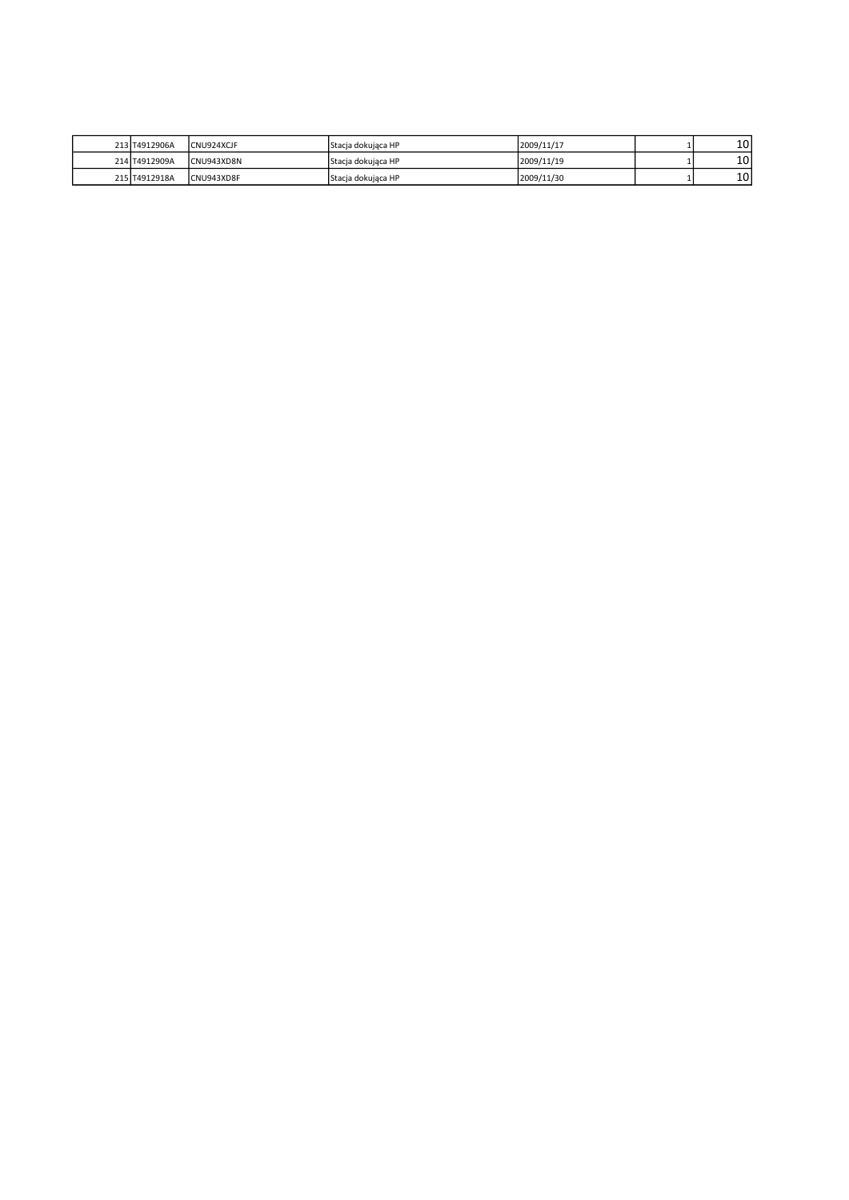| | | | | | | |
|---|---|---|---|---|---|---|
| 213 | T4912906A | CNU924XCJF | Stacja dokująca HP | 2009/11/17 | 1 | 10 |
| 214 | T4912909A | CNU943XD8N | Stacja dokująca HP | 2009/11/19 | 1 | 10 |
| 215 | T4912918A | CNU943XD8F | Stacja dokująca HP | 2009/11/30 | 1 | 10 |